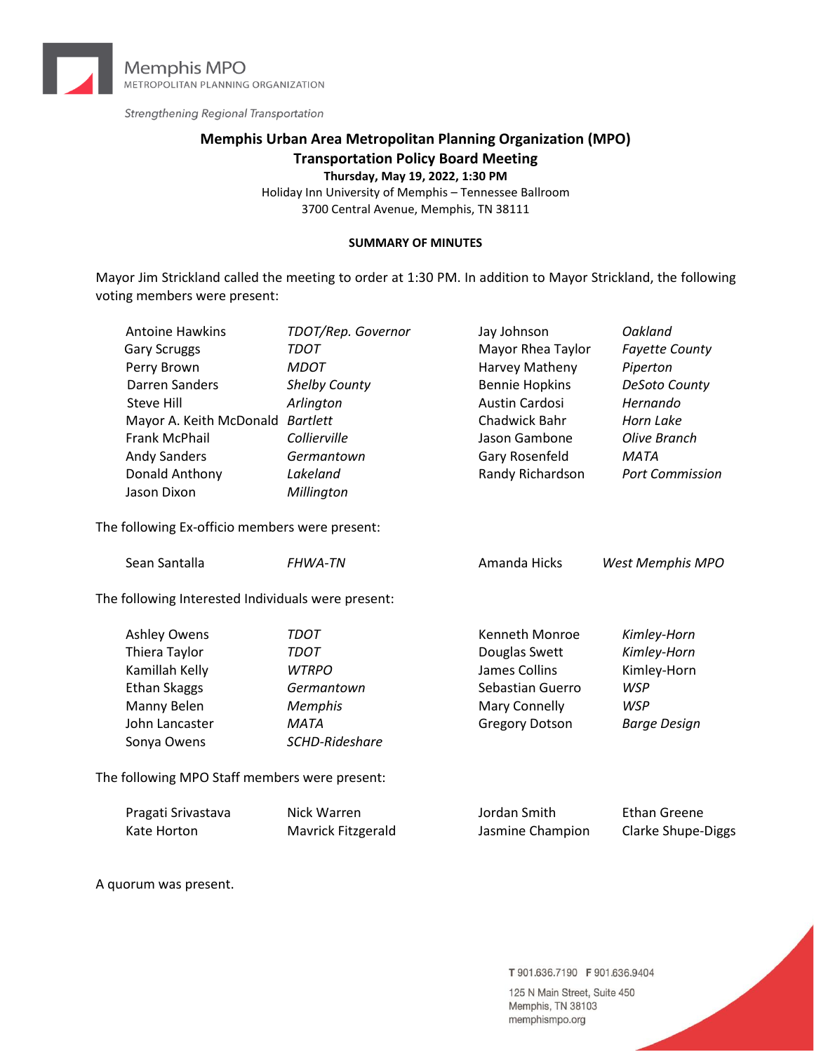Memphis MPO
METROPOLITAN PLANNING ORGANIZATION

*Strengthening Regional Transportation*

# Memphis Urban Area Metropolitan Planning Organization (MPO)
## Transportation Policy Board Meeting

**Thursday, May 19, 2022, 1:30 PM**

Holiday Inn University of Memphis – Tennessee Ballroom
3700 Central Avenue, Memphis, TN 38111

**SUMMARY OF MINUTES**

Mayor Jim Strickland called the meeting to order at 1:30 PM. In addition to Mayor Strickland, the following voting members were present:

| | | | |
|---|---|---|---|
| Antoine Hawkins | *TDOT/Rep. Governor* | Jay Johnson | *Oakland* |
| Gary Scruggs | *TDOT* | Mayor Rhea Taylor | *Fayette County* |
| Perry Brown | *MDOT* | Harvey Matheny | *Piperton* |
| Darren Sanders | *Shelby County* | Bennie Hopkins | *DeSoto County* |
| Steve Hill | *Arlington* | Austin Cardosi | *Hernando* |
| Mayor A. Keith McDonald | *Bartlett* | Chadwick Bahr | *Horn Lake* |
| Frank McPhail | *Collierville* | Jason Gambone | *Olive Branch* |
| Andy Sanders | *Germantown* | Gary Rosenfeld | *MATA* |
| Donald Anthony | *Lakeland* | Randy Richardson | *Port Commission* |
| Jason Dixon | *Millington* | | |

The following Ex-officio members were present:

| | | | |
|---|---|---|---|
| Sean Santalla | *FHWA-TN* | Amanda Hicks | *West Memphis MPO* |

The following Interested Individuals were present:

| | | | |
|---|---|---|---|
| Ashley Owens | *TDOT* | Kenneth Monroe | *Kimley-Horn* |
| Thiera Taylor | *TDOT* | Douglas Swett | *Kimley-Horn* |
| Kamillah Kelly | *WTRPO* | James Collins | Kimley-Horn |
| Ethan Skaggs | *Germantown* | Sebastian Guerro | *WSP* |
| Manny Belen | *Memphis* | Mary Connelly | *WSP* |
| John Lancaster | *MATA* | Gregory Dotson | *Barge Design* |
| Sonya Owens | *SCHD-Rideshare* | | |

The following MPO Staff members were present:

| | | | |
|---|---|---|---|
| Pragati Srivastava | Nick Warren | Jordan Smith | Ethan Greene |
| Kate Horton | Mavrick Fitzgerald | Jasmine Champion | Clarke Shupe-Diggs |

A quorum was present.

T 901.636.7190 F 901.636.9404
125 N Main Street, Suite 450
Memphis, TN 38103
memphismpo.org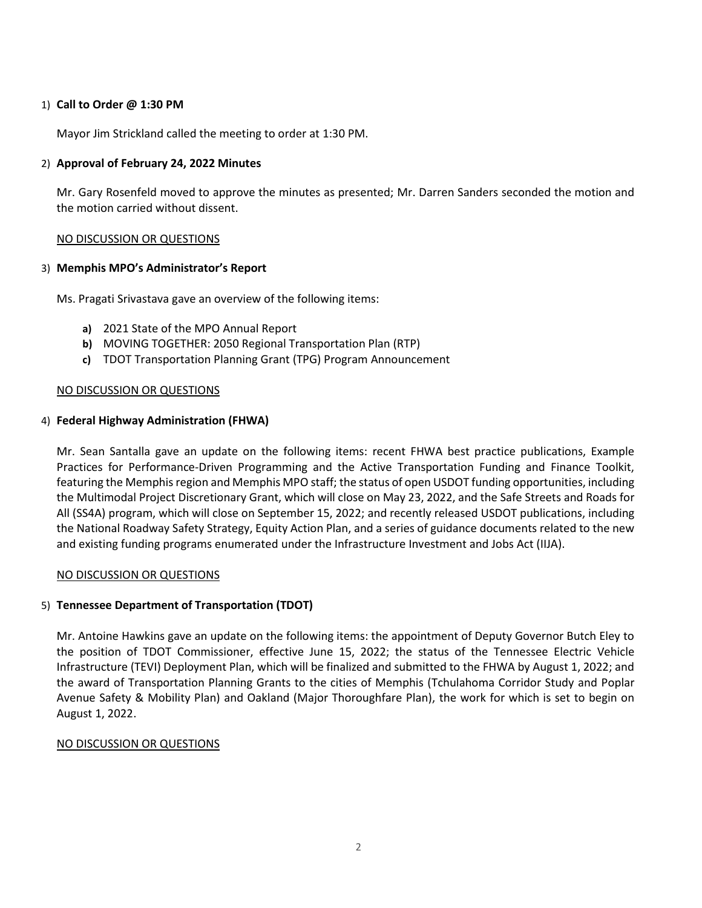1) **Call to Order @ 1:30 PM**

   Mayor Jim Strickland called the meeting to order at 1:30 PM.

2) **Approval of February 24, 2022 Minutes**

   Mr. Gary Rosenfeld moved to approve the minutes as presented; Mr. Darren Sanders seconded the motion and the motion carried without dissent.

   NO DISCUSSION OR QUESTIONS

3) **Memphis MPO's Administrator's Report**

   Ms. Pragati Srivastava gave an overview of the following items:

   **a)** 2021 State of the MPO Annual Report
   **b)** MOVING TOGETHER: 2050 Regional Transportation Plan (RTP)
   **c)** TDOT Transportation Planning Grant (TPG) Program Announcement

   NO DISCUSSION OR QUESTIONS

4) **Federal Highway Administration (FHWA)**

   Mr. Sean Santalla gave an update on the following items: recent FHWA best practice publications, Example Practices for Performance-Driven Programming and the Active Transportation Funding and Finance Toolkit, featuring the Memphis region and Memphis MPO staff; the status of open USDOT funding opportunities, including the Multimodal Project Discretionary Grant, which will close on May 23, 2022, and the Safe Streets and Roads for All (SS4A) program, which will close on September 15, 2022; and recently released USDOT publications, including the National Roadway Safety Strategy, Equity Action Plan, and a series of guidance documents related to the new and existing funding programs enumerated under the Infrastructure Investment and Jobs Act (IIJA).

   NO DISCUSSION OR QUESTIONS

5) **Tennessee Department of Transportation (TDOT)**

   Mr. Antoine Hawkins gave an update on the following items: the appointment of Deputy Governor Butch Eley to the position of TDOT Commissioner, effective June 15, 2022; the status of the Tennessee Electric Vehicle Infrastructure (TEVI) Deployment Plan, which will be finalized and submitted to the FHWA by August 1, 2022; and the award of Transportation Planning Grants to the cities of Memphis (Tchulahoma Corridor Study and Poplar Avenue Safety & Mobility Plan) and Oakland (Major Thoroughfare Plan), the work for which is set to begin on August 1, 2022.

   NO DISCUSSION OR QUESTIONS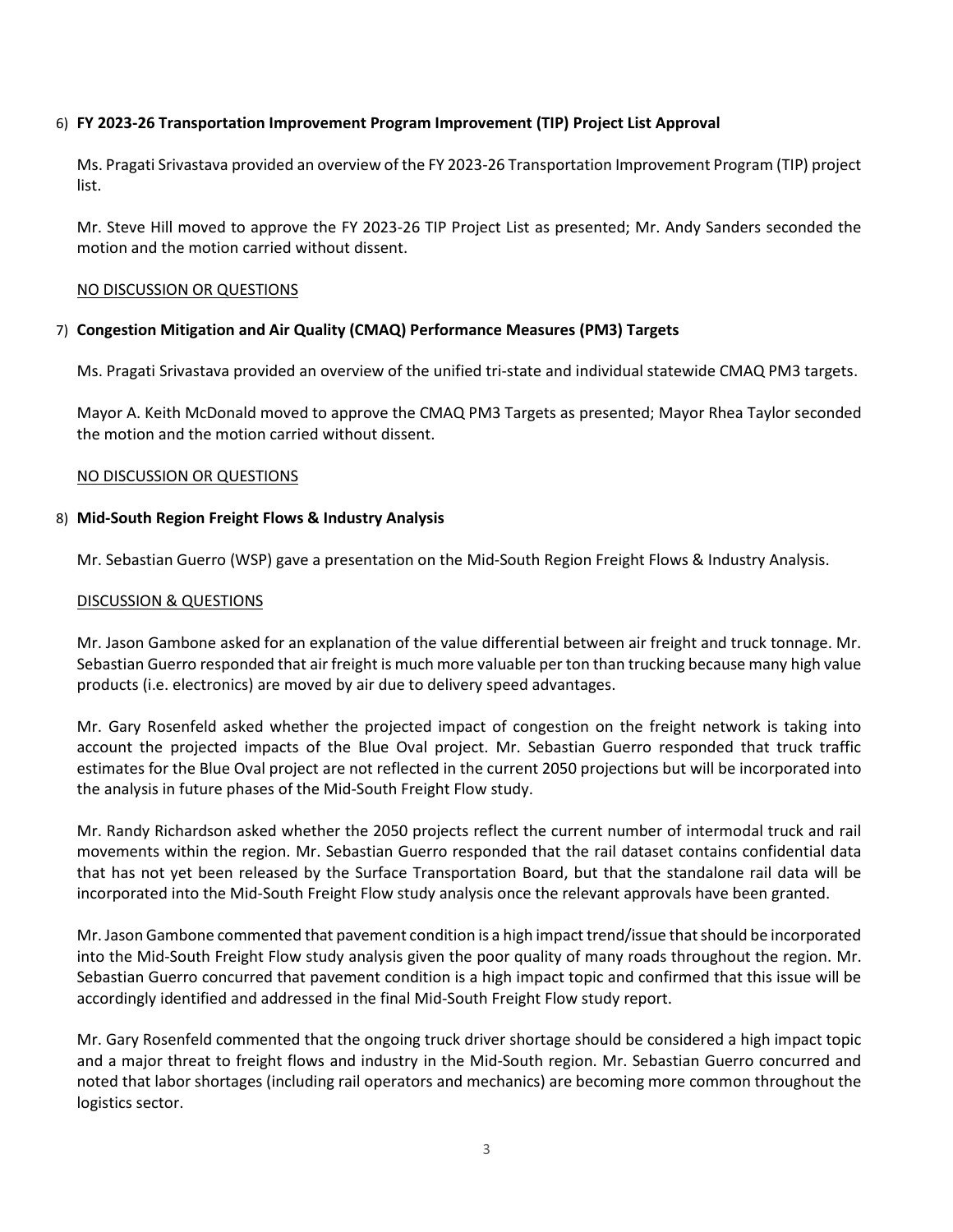6) **FY 2023-26 Transportation Improvement Program Improvement (TIP) Project List Approval**

Ms. Pragati Srivastava provided an overview of the FY 2023-26 Transportation Improvement Program (TIP) project list.

Mr. Steve Hill moved to approve the FY 2023-26 TIP Project List as presented; Mr. Andy Sanders seconded the motion and the motion carried without dissent.

<u>NO DISCUSSION OR QUESTIONS</u>

7) **Congestion Mitigation and Air Quality (CMAQ) Performance Measures (PM3) Targets**

Ms. Pragati Srivastava provided an overview of the unified tri-state and individual statewide CMAQ PM3 targets.

Mayor A. Keith McDonald moved to approve the CMAQ PM3 Targets as presented; Mayor Rhea Taylor seconded the motion and the motion carried without dissent.

<u>NO DISCUSSION OR QUESTIONS</u>

8) **Mid-South Region Freight Flows & Industry Analysis**

Mr. Sebastian Guerro (WSP) gave a presentation on the Mid-South Region Freight Flows & Industry Analysis.

<u>DISCUSSION & QUESTIONS</u>

Mr. Jason Gambone asked for an explanation of the value differential between air freight and truck tonnage. Mr. Sebastian Guerro responded that air freight is much more valuable per ton than trucking because many high value products (i.e. electronics) are moved by air due to delivery speed advantages.

Mr. Gary Rosenfeld asked whether the projected impact of congestion on the freight network is taking into account the projected impacts of the Blue Oval project. Mr. Sebastian Guerro responded that truck traffic estimates for the Blue Oval project are not reflected in the current 2050 projections but will be incorporated into the analysis in future phases of the Mid-South Freight Flow study.

Mr. Randy Richardson asked whether the 2050 projects reflect the current number of intermodal truck and rail movements within the region. Mr. Sebastian Guerro responded that the rail dataset contains confidential data that has not yet been released by the Surface Transportation Board, but that the standalone rail data will be incorporated into the Mid-South Freight Flow study analysis once the relevant approvals have been granted.

Mr. Jason Gambone commented that pavement condition is a high impact trend/issue that should be incorporated into the Mid-South Freight Flow study analysis given the poor quality of many roads throughout the region. Mr. Sebastian Guerro concurred that pavement condition is a high impact topic and confirmed that this issue will be accordingly identified and addressed in the final Mid-South Freight Flow study report.

Mr. Gary Rosenfeld commented that the ongoing truck driver shortage should be considered a high impact topic and a major threat to freight flows and industry in the Mid-South region. Mr. Sebastian Guerro concurred and noted that labor shortages (including rail operators and mechanics) are becoming more common throughout the logistics sector.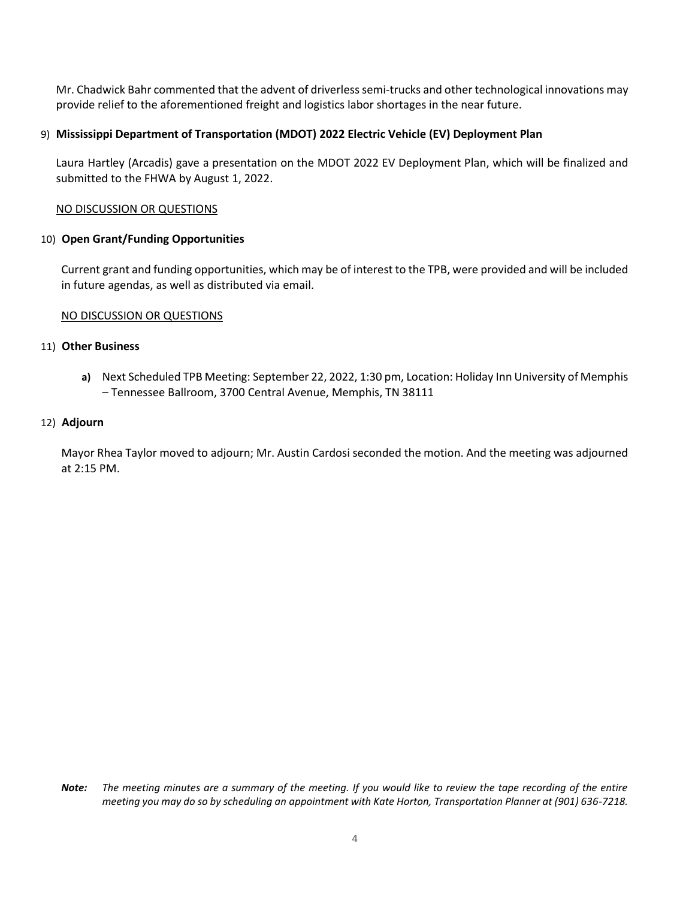Mr. Chadwick Bahr commented that the advent of driverless semi-trucks and other technological innovations may provide relief to the aforementioned freight and logistics labor shortages in the near future.

9) **Mississippi Department of Transportation (MDOT) 2022 Electric Vehicle (EV) Deployment Plan**

Laura Hartley (Arcadis) gave a presentation on the MDOT 2022 EV Deployment Plan, which will be finalized and submitted to the FHWA by August 1, 2022.

NO DISCUSSION OR QUESTIONS

10) **Open Grant/Funding Opportunities**

Current grant and funding opportunities, which may be of interest to the TPB, were provided and will be included in future agendas, as well as distributed via email.

NO DISCUSSION OR QUESTIONS

11) **Other Business**

**a)** Next Scheduled TPB Meeting: September 22, 2022, 1:30 pm, Location: Holiday Inn University of Memphis – Tennessee Ballroom, 3700 Central Avenue, Memphis, TN 38111

12) **Adjourn**

Mayor Rhea Taylor moved to adjourn; Mr. Austin Cardosi seconded the motion. And the meeting was adjourned at 2:15 PM.

***Note:*** *The meeting minutes are a summary of the meeting. If you would like to review the tape recording of the entire meeting you may do so by scheduling an appointment with Kate Horton, Transportation Planner at (901) 636-7218.*